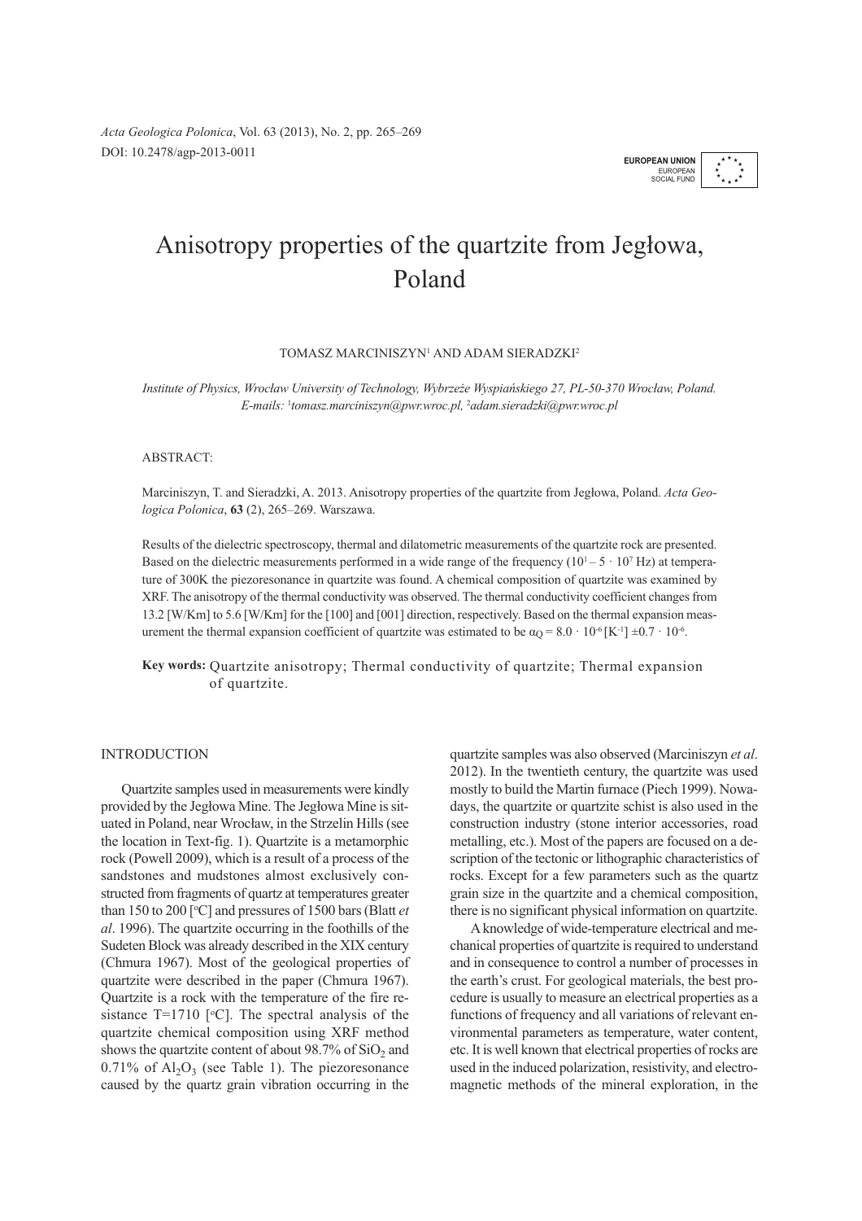# Anisotropy properties of the quartzite from Jegłowa, Poland

TOMASZ MARCINISZYN[1] AND ADAM SIERADZKI[2]

*Institute of Physics, Wrocław University of Technology, Wybrzeże Wyspiańskiego 27, PL-50-370 Wrocław, Poland. E-mails: [1]tomasz.marciniszyn@pwr.wroc.pl, [2]adam.sieradzki@pwr.wroc.pl*

ABSTRACT:

Marciniszyn, T. and Sieradzki, A. 2013. Anisotropy properties of the quartzite from Jegłowa, Poland. *Acta Geologica Polonica*, **63** (2), 265–269. Warszawa.

Results of the dielectric spectroscopy, thermal and dilatometric measurements of the quartzite rock are presented. Based on the dielectric measurements performed in a wide range of the frequency ($10^1 – 5 \cdot 10^7$ Hz) at temperature of 300K the piezoresonance in quartzite was found. A chemical composition of quartzite was examined by XRF. The anisotropy of the thermal conductivity was observed. The thermal conductivity coefficient changes from 13.2 [W/Km] to 5.6 [W/Km] for the [100] and [001] direction, respectively. Based on the thermal expansion measurement the thermal expansion coefficient of quartzite was estimated to be $\alpha_Q = 8.0 \cdot 10^{-6}$ [$K^{-1}$] $\pm 0.7 \cdot 10^{-6}$.

**Key words:** Quartzite anisotropy; Thermal conductivity of quartzite; Thermal expansion of quartzite.

## INTRODUCTION

Quartzite samples used in measurements were kindly provided by the Jegłowa Mine. The Jegłowa Mine is situated in Poland, near Wrocław, in the Strzelin Hills (see the location in Text-fig. 1). Quartzite is a metamorphic rock (Powell 2009), which is a result of a process of the sandstones and mudstones almost exclusively constructed from fragments of quartz at temperatures greater than 150 to 200 [$^{o}$C] and pressures of 1500 bars (Blatt *et al*. 1996). The quartzite occurring in the foothills of the Sudeten Block was already described in the XIX century (Chmura 1967). Most of the geological properties of quartzite were described in the paper (Chmura 1967). Quartzite is a rock with the temperature of the fire resistance T=1710 [$^{o}$C]. The spectral analysis of the quartzite chemical composition using XRF method shows the quartzite content of about 98.7% of $SiO_2$ and 0.71% of $Al_2O_3$ (see Table 1). The piezoresonance caused by the quartz grain vibration occurring in the quartzite samples was also observed (Marciniszyn *et al*. 2012). In the twentieth century, the quartzite was used mostly to build the Martin furnace (Piech 1999). Nowadays, the quartzite or quartzite schist is also used in the construction industry (stone interior accessories, road metalling, etc.). Most of the papers are focused on a description of the tectonic or lithographic characteristics of rocks. Except for a few parameters such as the quartz grain size in the quartzite and a chemical composition, there is no significant physical information on quartzite.

A knowledge of wide-temperature electrical and mechanical properties of quartzite is required to understand and in consequence to control a number of processes in the earth's crust. For geological materials, the best procedure is usually to measure an electrical properties as a functions of frequency and all variations of relevant environmental parameters as temperature, water content, etc. It is well known that electrical properties of rocks are used in the induced polarization, resistivity, and electromagnetic methods of the mineral exploration, in the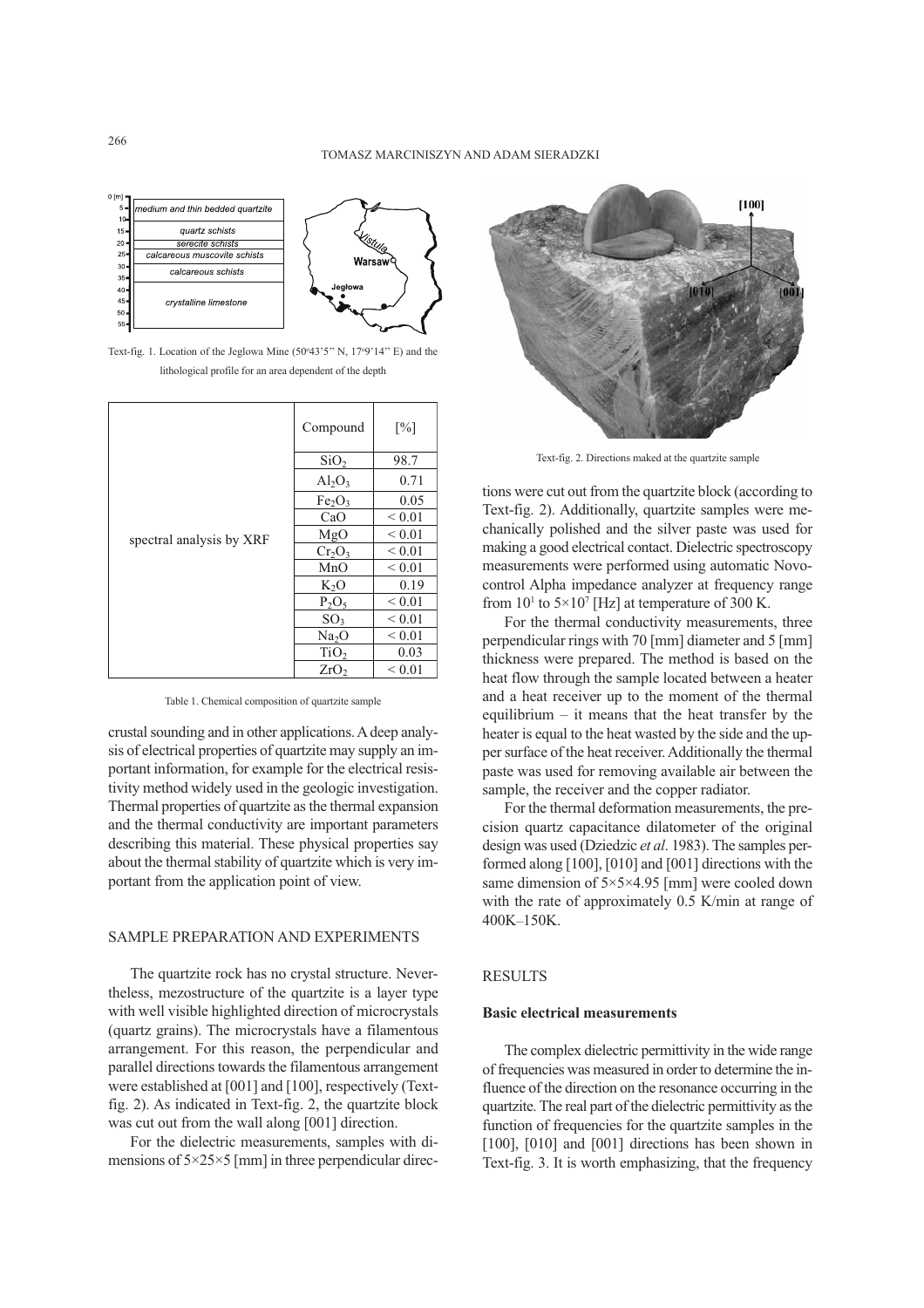Text-fig. 1. Location of the Jeglowa Mine (50°43'5" N, 17°9'14" E) and the lithological profile for an area dependent of the depth

| | Compound | [%] |
|---|---|---|
| spectral analysis by XRF | $SiO_2$ | 98.7 |
| | $Al_2O_3$ | 0.71 |
| | $Fe_2O_3$ | 0.05 |
| | CaO | < 0.01 |
| | MgO | < 0.01 |
| | $Cr_2O_3$ | < 0.01 |
| | MnO | < 0.01 |
| | $K_2O$ | 0.19 |
| | $P_2O_5$ | < 0.01 |
| | $SO_3$ | < 0.01 |
| | $Na_2O$ | < 0.01 |
| | $TiO_2$ | 0.03 |
| | $ZrO_2$ | < 0.01 |

Table 1. Chemical composition of quartzite sample

crustal sounding and in other applications. A deep analysis of electrical properties of quartzite may supply an important information, for example for the electrical resistivity method widely used in the geologic investigation. Thermal properties of quartzite as the thermal expansion and the thermal conductivity are important parameters describing this material. These physical properties say about the thermal stability of quartzite which is very important from the application point of view.

## SAMPLE PREPARATION AND EXPERIMENTS

The quartzite rock has no crystal structure. Nevertheless, mezostructure of the quartzite is a layer type with well visible highlighted direction of microcrystals (quartz grains). The microcrystals have a filamentous arrangement. For this reason, the perpendicular and parallel directions towards the filamentous arrangement were established at [001] and [100], respectively (Text-fig. 2). As indicated in Text-fig. 2, the quartzite block was cut out from the wall along [001] direction.

For the dielectric measurements, samples with dimensions of 5×25×5 [mm] in three perpendicular directions were cut out from the quartzite block (according to Text-fig. 2). Additionally, quartzite samples were mechanically polished and the silver paste was used for making a good electrical contact. Dielectric spectroscopy measurements were performed using automatic Novocontrol Alpha impedance analyzer at frequency range from $10^1$ to $5×10^7$ [Hz] at temperature of 300 K.

Text-fig. 2. Directions maked at the quartzite sample

For the thermal conductivity measurements, three perpendicular rings with 70 [mm] diameter and 5 [mm] thickness were prepared. The method is based on the heat flow through the sample located between a heater and a heat receiver up to the moment of the thermal equilibrium – it means that the heat transfer by the heater is equal to the heat wasted by the side and the upper surface of the heat receiver. Additionally the thermal paste was used for removing available air between the sample, the receiver and the copper radiator.

For the thermal deformation measurements, the precision quartz capacitance dilatometer of the original design was used (Dziedzic *et al*. 1983). The samples performed along [100], [010] and [001] directions with the same dimension of 5×5×4.95 [mm] were cooled down with the rate of approximately 0.5 K/min at range of 400K–150K.

## RESULTS

### Basic electrical measurements

The complex dielectric permittivity in the wide range of frequencies was measured in order to determine the influence of the direction on the resonance occurring in the quartzite. The real part of the dielectric permittivity as the function of frequencies for the quartzite samples in the [100], [010] and [001] directions has been shown in Text-fig. 3. It is worth emphasizing, that the frequency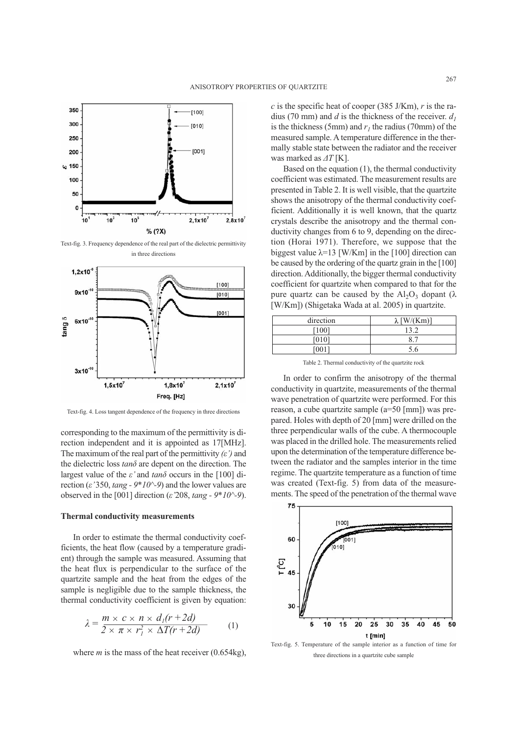Text-fig. 3. Frequency dependence of the real part of the dielectric permittivity in three directions

Text-fig. 4. Loss tangent dependence of the frequency in three directions

corresponding to the maximum of the permittivity is direction independent and it is appointed as 17[MHz]. The maximum of the real part of the permittivity *(ε')* and the dielectric loss *tanδ* are depent on the direction. The largest value of the *ε'* and *tanδ* occurs in the [100] direction (*ε'*350, *tang - 9*10^-9*) and the lower values are observed in the [001] direction (*ε'*208, *tang - 9*10^-9*).

### Thermal conductivity measurements

In order to estimate the thermal conductivity coefficients, the heat flow (caused by a temperature gradient) through the sample was measured. Assuming that the heat flux is perpendicular to the surface of the quartzite sample and the heat from the edges of the sample is negligible due to the sample thickness, the thermal conductivity coefficient is given by equation:

$$\lambda = \frac{m \times c \times n \times d_1(r+2d)}{2 \times \pi \times r_1^2 \times \Delta T(r+2d)} \quad (1)$$

where $m$ is the mass of the heat receiver (0.654kg), $c$ is the specific heat of cooper (385 J/Km), $r$ is the radius (70 mm) and $d$ is the thickness of the receiver. $d_1$ is the thickness (5mm) and $r_1$ the radius (70mm) of the measured sample. A temperature difference in the thermally stable state between the radiator and the receiver was marked as $\Delta T$ [K].

Based on the equation (1), the thermal conductivity coefficient was estimated. The measurement results are presented in Table 2. It is well visible, that the quartzite shows the anisotropy of the thermal conductivity coefficient. Additionally it is well known, that the quartz crystals describe the anisotropy and the thermal conductivity changes from 6 to 9, depending on the direction (Horai 1971). Therefore, we suppose that the biggest value λ=13 [W/Km] in the [100] direction can be caused by the ordering of the quartz grain in the [100] direction. Additionally, the bigger thermal conductivity coefficient for quartzite when compared to that for the pure quartz can be caused by the $Al_2O_3$ dopant (λ [W/Km]) (Shigetaka Wada at al. 2005) in quartzite.

| direction | λ [W/(Km)] |
|---|---|
| [100] | 13.2 |
| [010] | 8.7 |
| [001] | 5.6 |

Table 2. Thermal conductivity of the quartzite rock

In order to confirm the anisotropy of the thermal conductivity in quartzite, measurements of the thermal wave penetration of quartzite were performed. For this reason, a cube quartzite sample (a=50 [mm]) was prepared. Holes with depth of 20 [mm] were drilled on the three perpendicular walls of the cube. A thermocouple was placed in the drilled hole. The measurements relied upon the determination of the temperature difference between the radiator and the samples interior in the time regime. The quartzite temperature as a function of time was created (Text-fig. 5) from data of the measurements. The speed of the penetration of the thermal wave

Text-fig. 5. Temperature of the sample interior as a function of time for three directions in a quartzite cube sample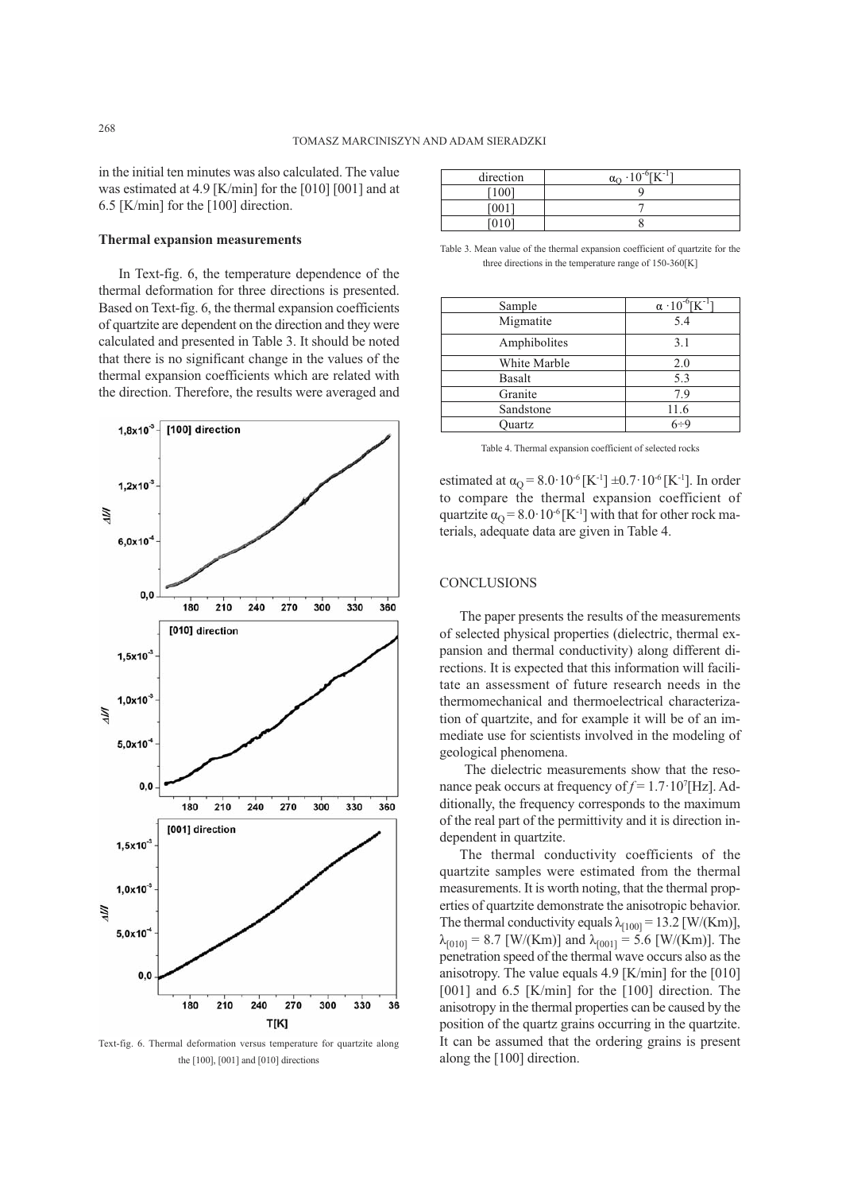in the initial ten minutes was also calculated. The value was estimated at 4.9 [K/min] for the [010] [001] and at 6.5 [K/min] for the [100] direction.

**Thermal expansion measurements**

In Text-fig. 6, the temperature dependence of the thermal deformation for three directions is presented. Based on Text-fig. 6, the thermal expansion coefficients of quartzite are dependent on the direction and they were calculated and presented in Table 3. It should be noted that there is no significant change in the values of the thermal expansion coefficients which are related with the direction. Therefore, the results were averaged and

Text-fig. 6. Thermal deformation versus temperature for quartzite along the [100], [001] and [010] directions

| direction | $\alpha_Q \cdot 10^{-6}[K^{-1}]$ |
|---|---|
| [100] | 9 |
| [001] | 7 |
| [010] | 8 |

Table 3. Mean value of the thermal expansion coefficient of quartzite for the three directions in the temperature range of 150-360[K]

| Sample | $\alpha \cdot 10^{-6}[K^{-1}]$ |
|---|---|
| Migmatite | 5.4 |
| Amphibolites | 3.1 |
| White Marble | 2.0 |
| Basalt | 5.3 |
| Granite | 7.9 |
| Sandstone | 11.6 |
| Quartz | 6÷9 |

Table 4. Thermal expansion coefficient of selected rocks

estimated at $\alpha_Q = 8.0 \cdot 10^{-6}$ [$K^{-1}$] $\pm 0.7 \cdot 10^{-6}$ [$K^{-1}$]. In order to compare the thermal expansion coefficient of quartzite $\alpha_Q = 8.0 \cdot 10^{-6}$ [$K^{-1}$] with that for other rock materials, adequate data are given in Table 4.

## CONCLUSIONS

The paper presents the results of the measurements of selected physical properties (dielectric, thermal expansion and thermal conductivity) along different directions. It is expected that this information will facilitate an assessment of future research needs in the thermomechanical and thermoelectrical characterization of quartzite, and for example it will be of an immediate use for scientists involved in the modeling of geological phenomena.

The dielectric measurements show that the resonance peak occurs at frequency of $f = 1.7 \cdot 10^7$[Hz]. Additionally, the frequency corresponds to the maximum of the real part of the permittivity and it is direction independent in quartzite.

The thermal conductivity coefficients of the quartzite samples were estimated from the thermal measurements. It is worth noting, that the thermal properties of quartzite demonstrate the anisotropic behavior. The thermal conductivity equals $\lambda_{[100]} = 13.2$ [W/(Km)], $\lambda_{[010]} = 8.7$ [W/(Km)] and $\lambda_{[001]} = 5.6$ [W/(Km)]. The penetration speed of the thermal wave occurs also as the anisotropy. The value equals 4.9 [K/min] for the [010] [001] and 6.5 [K/min] for the [100] direction. The anisotropy in the thermal properties can be caused by the position of the quartz grains occurring in the quartzite. It can be assumed that the ordering grains is present along the [100] direction.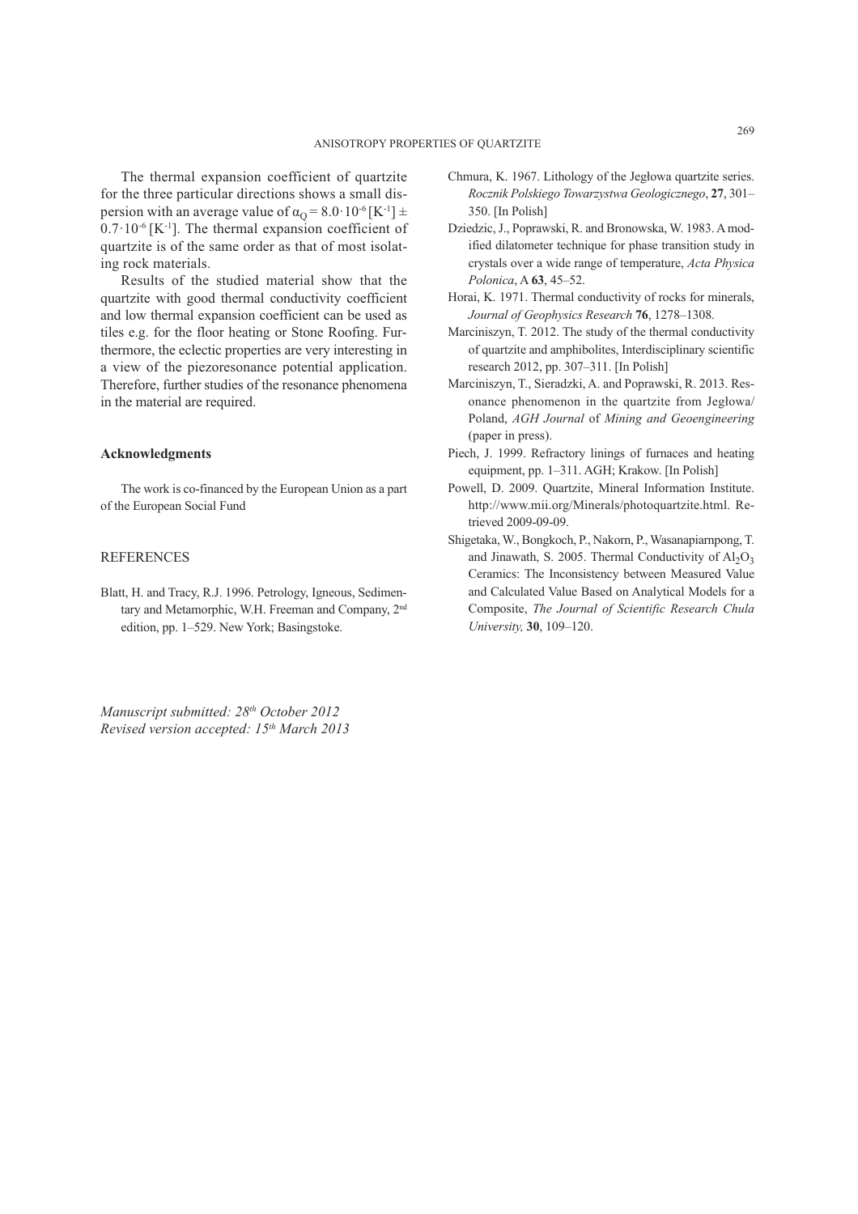The thermal expansion coefficient of quartzite for the three particular directions shows a small dispersion with an average value of $\alpha_Q = 8.0 \cdot 10^{-6}$ [K$^{-1}$] $\pm$ $0.7 \cdot 10^{-6}$ [K$^{-1}$]. The thermal expansion coefficient of quartzite is of the same order as that of most isolating rock materials.

Results of the studied material show that the quartzite with good thermal conductivity coefficient and low thermal expansion coefficient can be used as tiles e.g. for the floor heating or Stone Roofing. Furthermore, the eclectic properties are very interesting in a view of the piezoresonance potential application. Therefore, further studies of the resonance phenomena in the material are required.

## Acknowledgments

The work is co-financed by the European Union as a part of the European Social Fund

## REFERENCES

Blatt, H. and Tracy, R.J. 1996. Petrology, Igneous, Sedimentary and Metamorphic, W.H. Freeman and Company, 2nd edition, pp. 1–529. New York; Basingstoke.

Chmura, K. 1967. Lithology of the Jegłowa quartzite series. *Rocznik Polskiego Towarzystwa Geologicznego*, **27**, 301–350. [In Polish]

Dziedzic, J., Poprawski, R. and Bronowska, W. 1983. A modified dilatometer technique for phase transition study in crystals over a wide range of temperature, *Acta Physica Polonica*, A **63**, 45–52.

Horai, K. 1971. Thermal conductivity of rocks for minerals, *Journal of Geophysics Research* **76**, 1278–1308.

Marciniszyn, T. 2012. The study of the thermal conductivity of quartzite and amphibolites, Interdisciplinary scientific research 2012, pp. 307–311. [In Polish]

Marciniszyn, T., Sieradzki, A. and Poprawski, R. 2013. Resonance phenomenon in the quartzite from Jegłowa/Poland, *AGH Journal* of *Mining and Geoengineering* (paper in press).

Piech, J. 1999. Refractory linings of furnaces and heating equipment, pp. 1–311. AGH; Krakow. [In Polish]

Powell, D. 2009. Quartzite, Mineral Information Institute. http://www.mii.org/Minerals/photoquartzite.html. Retrieved 2009-09-09.

Shigetaka, W., Bongkoch, P., Nakorn, P., Wasanapiarnpong, T. and Jinawath, S. 2005. Thermal Conductivity of $Al_2O_3$ Ceramics: The Inconsistency between Measured Value and Calculated Value Based on Analytical Models for a Composite, *The Journal of Scientific Research Chula University,* **30**, 109–120.

*Manuscript submitted: 28th October 2012*
*Revised version accepted: 15th March 2013*